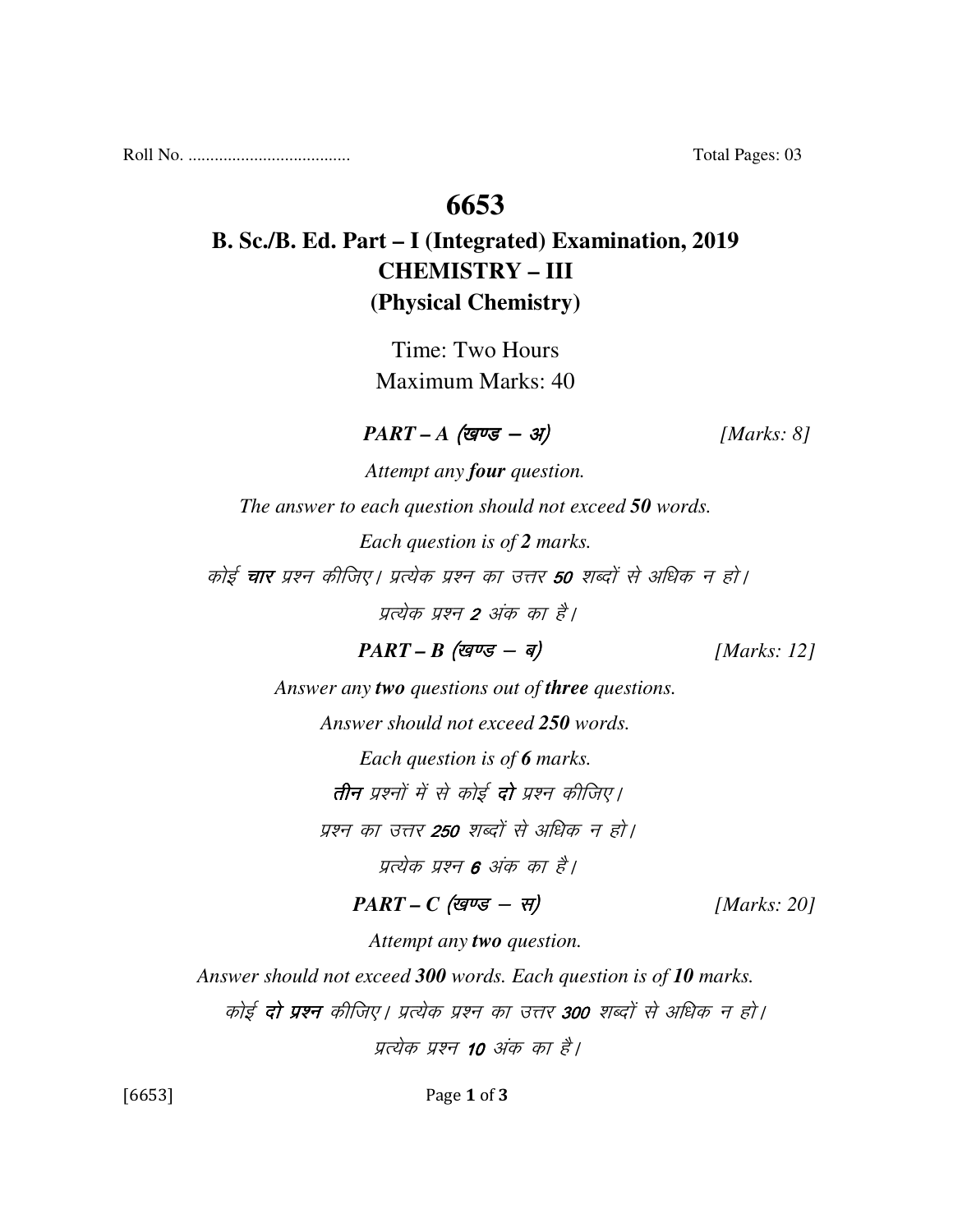Roll No. .................................... Total Pages: 03

# 6653

## B. Sc./B. Ed. Part – I (Integrated) Examination, 2019
## CHEMISTRY – III
## (Physical Chemistry)

Time: Two Hours

Maximum Marks: 40

***PART – A (खण्ड – अ)*** *[Marks: 8]*

*Attempt any **four** question.*

*The answer to each question should not exceed **50** words.*

*Each question is of **2** marks.*

*कोई **चार** प्रश्न कीजिए। प्रत्येक प्रश्न का उत्तर **50** शब्दों से अधिक न हो।*

*प्रत्येक प्रश्न **2** अंक का है।*

***PART – B (खण्ड – ब)*** *[Marks: 12]*

*Answer any **two** questions out of **three** questions.*

*Answer should not exceed **250** words.*

*Each question is of **6** marks.*

***तीन** प्रश्नों में से कोई **दो** प्रश्न कीजिए।*

*प्रश्न का उत्तर **250** शब्दों से अधिक न हो।*

*प्रत्येक प्रश्न **6** अंक का है।*

***PART – C (खण्ड – स)*** *[Marks: 20]*

*Attempt any **two** question.*

*Answer should not exceed **300** words. Each question is of **10** marks.*

*कोई **दो प्रश्न** कीजिए। प्रत्येक प्रश्न का उत्तर **300** शब्दों से अधिक न हो।*

*प्रत्येक प्रश्न **10** अंक का है।*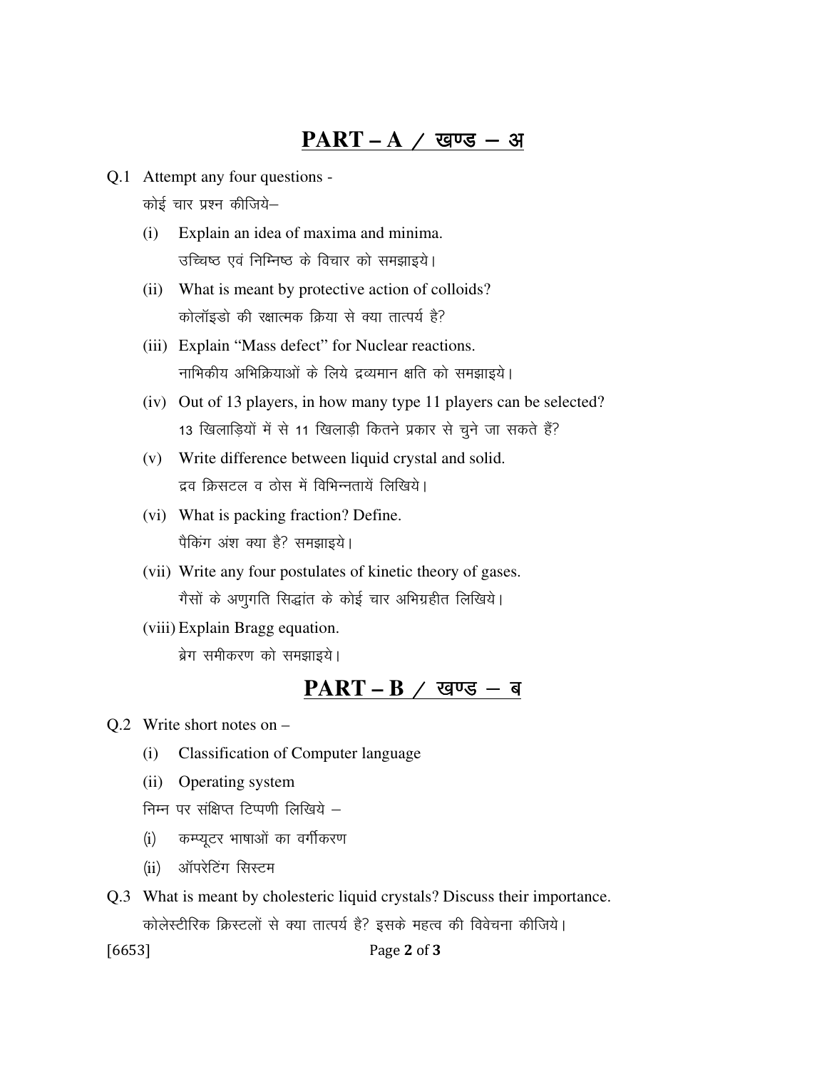## PART – A / खण्ड – अ

Q.1 Attempt any four questions -

कोई चार प्रश्न कीजिये–

(i) Explain an idea of maxima and minima.

उच्चिष्ठ एवं निम्निष्ठ के विचार को समझाइये।

(ii) What is meant by protective action of colloids?

कोलॉइडो की रक्षात्मक क्रिया से क्या तात्पर्य है?

(iii) Explain "Mass defect" for Nuclear reactions.

नाभिकीय अभिक्रियाओं के लिये द्रव्यमान क्षति को समझाइये।

(iv) Out of 13 players, in how many type 11 players can be selected?

13 खिलाड़ियों में से 11 खिलाड़ी कितने प्रकार से चुने जा सकते हैं?

(v) Write difference between liquid crystal and solid.

द्रव क्रिसटल व ठोस में विभिन्नतायें लिखिये।

(vi) What is packing fraction? Define.

पैकिंग अंश क्या है? समझाइये।

(vii) Write any four postulates of kinetic theory of gases.

गैसों के अणुगति सिद्धांत के कोई चार अभिग्रहीत लिखिये।

(viii) Explain Bragg equation.

ब्रेग समीकरण को समझाइये।

## PART – B / खण्ड – ब

Q.2 Write short notes on –

(i) Classification of Computer language

(ii) Operating system

निम्न पर संक्षिप्त टिप्पणी लिखिये –

(i) कम्प्यूटर भाषाओं का वर्गीकरण

(ii) ऑपरेटिंग सिस्टम

Q.3 What is meant by cholesteric liquid crystals? Discuss their importance.

कोलेस्टीरिक क्रिस्टलों से क्या तात्पर्य है? इसके महत्व की विवेचना कीजिये।

[6653]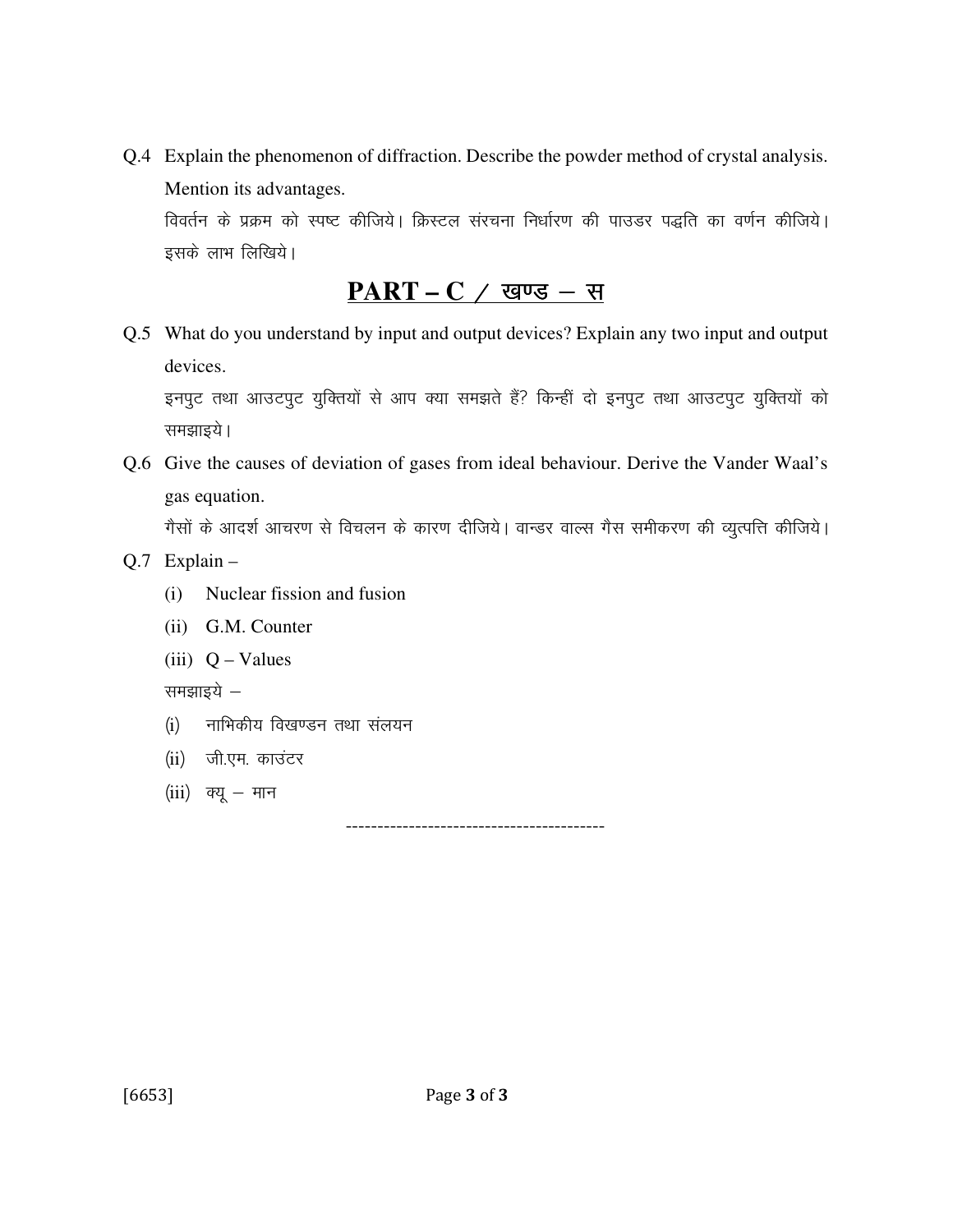Q.4 Explain the phenomenon of diffraction. Describe the powder method of crystal analysis. Mention its advantages.

विवर्तन के प्रक्रम को स्पष्ट कीजिये। क्रिस्टल संरचना निर्धारण की पाउडर पद्धति का वर्णन कीजिये। इसके लाभ लिखिये।

## PART – C / खण्ड – स

Q.5 What do you understand by input and output devices? Explain any two input and output devices.

इनपुट तथा आउटपुट युक्तियों से आप क्या समझते हैं? किन्हीं दो इनपुट तथा आउटपुट युक्तियों को समझाइये।

Q.6 Give the causes of deviation of gases from ideal behaviour. Derive the Vander Waal's gas equation.

गैसों के आदर्श आचरण से विचलन के कारण दीजिये। वान्डर वाल्स गैस समीकरण की व्युत्पत्ति कीजिये।

Q.7 Explain –

(i) Nuclear fission and fusion

(ii) G.M. Counter

(iii) Q – Values

समझाइये –

(i) नाभिकीय विखण्डन तथा संलयन

(ii) जी.एम. काउंटर

(iii) क्यू – मान

----------------------------------------

[6653]